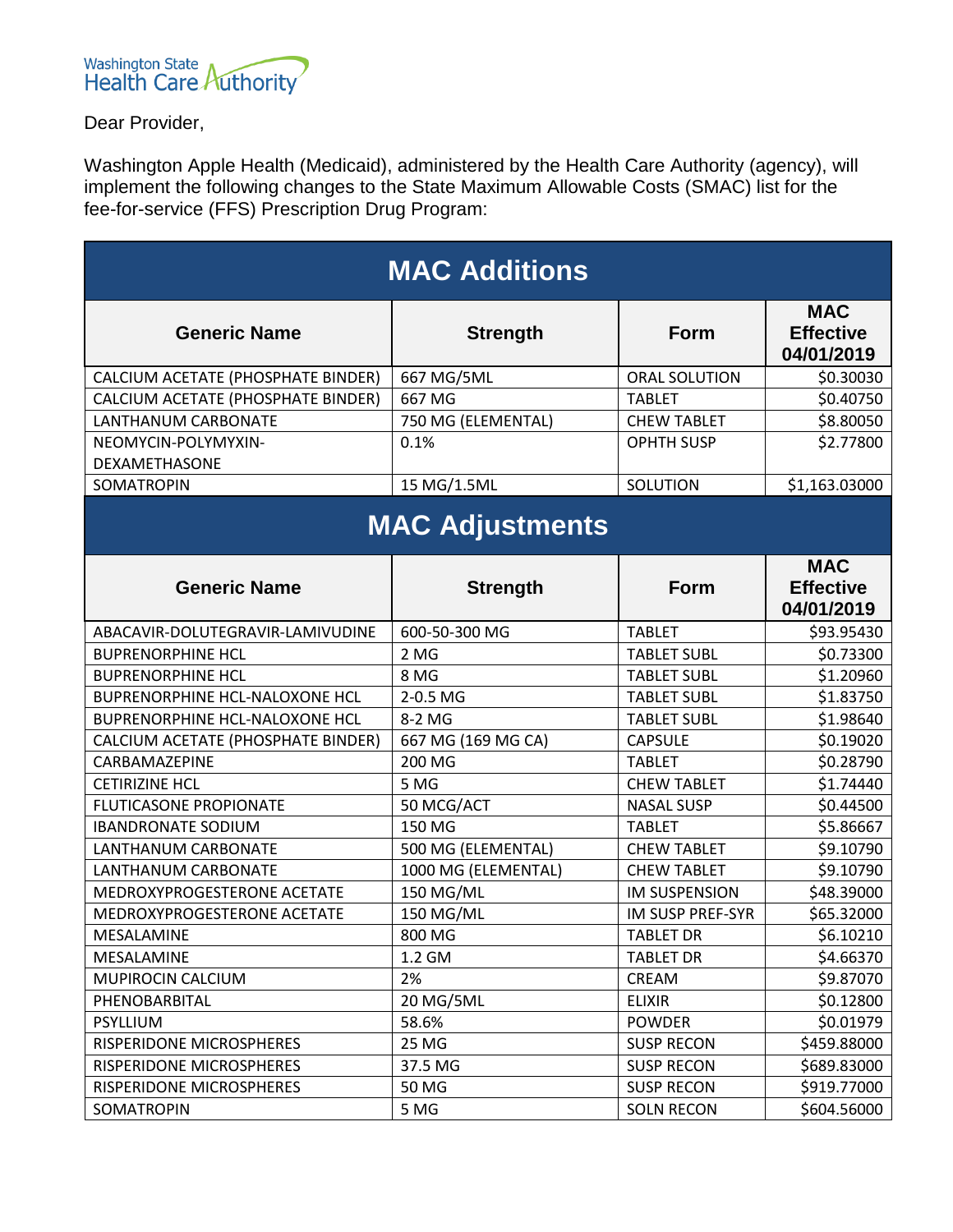Washington State Health Care Authority

Dear Provider,

Washington Apple Health (Medicaid), administered by the Health Care Authority (agency), will implement the following changes to the State Maximum Allowable Costs (SMAC) list for the fee-for-service (FFS) Prescription Drug Program:

## MAC Additions

| Generic Name | Strength | Form | MAC Effective 04/01/2019 |
|---|---|---|---|
| CALCIUM ACETATE (PHOSPHATE BINDER) | 667 MG/5ML | ORAL SOLUTION | $0.30030 |
| CALCIUM ACETATE (PHOSPHATE BINDER) | 667 MG | TABLET | $0.40750 |
| LANTHANUM CARBONATE | 750 MG (ELEMENTAL) | CHEW TABLET | $8.80050 |
| NEOMYCIN-POLYMYXIN-DEXAMETHASONE | 0.1% | OPHTH SUSP | $2.77800 |
| SOMATROPIN | 15 MG/1.5ML | SOLUTION | $1,163.03000 |

## MAC Adjustments

| Generic Name | Strength | Form | MAC Effective 04/01/2019 |
|---|---|---|---|
| ABACAVIR-DOLUTEGRAVIR-LAMIVUDINE | 600-50-300 MG | TABLET | $93.95430 |
| BUPRENORPHINE HCL | 2 MG | TABLET SUBL | $0.73300 |
| BUPRENORPHINE HCL | 8 MG | TABLET SUBL | $1.20960 |
| BUPRENORPHINE HCL-NALOXONE HCL | 2-0.5 MG | TABLET SUBL | $1.83750 |
| BUPRENORPHINE HCL-NALOXONE HCL | 8-2 MG | TABLET SUBL | $1.98640 |
| CALCIUM ACETATE (PHOSPHATE BINDER) | 667 MG (169 MG CA) | CAPSULE | $0.19020 |
| CARBAMAZEPINE | 200 MG | TABLET | $0.28790 |
| CETIRIZINE HCL | 5 MG | CHEW TABLET | $1.74440 |
| FLUTICASONE PROPIONATE | 50 MCG/ACT | NASAL SUSP | $0.44500 |
| IBANDRONATE SODIUM | 150 MG | TABLET | $5.86667 |
| LANTHANUM CARBONATE | 500 MG (ELEMENTAL) | CHEW TABLET | $9.10790 |
| LANTHANUM CARBONATE | 1000 MG (ELEMENTAL) | CHEW TABLET | $9.10790 |
| MEDROXYPROGESTERONE ACETATE | 150 MG/ML | IM SUSPENSION | $48.39000 |
| MEDROXYPROGESTERONE ACETATE | 150 MG/ML | IM SUSP PREF-SYR | $65.32000 |
| MESALAMINE | 800 MG | TABLET DR | $6.10210 |
| MESALAMINE | 1.2 GM | TABLET DR | $4.66370 |
| MUPIROCIN CALCIUM | 2% | CREAM | $9.87070 |
| PHENOBARBITAL | 20 MG/5ML | ELIXIR | $0.12800 |
| PSYLLIUM | 58.6% | POWDER | $0.01979 |
| RISPERIDONE MICROSPHERES | 25 MG | SUSP RECON | $459.88000 |
| RISPERIDONE MICROSPHERES | 37.5 MG | SUSP RECON | $689.83000 |
| RISPERIDONE MICROSPHERES | 50 MG | SUSP RECON | $919.77000 |
| SOMATROPIN | 5 MG | SOLN RECON | $604.56000 |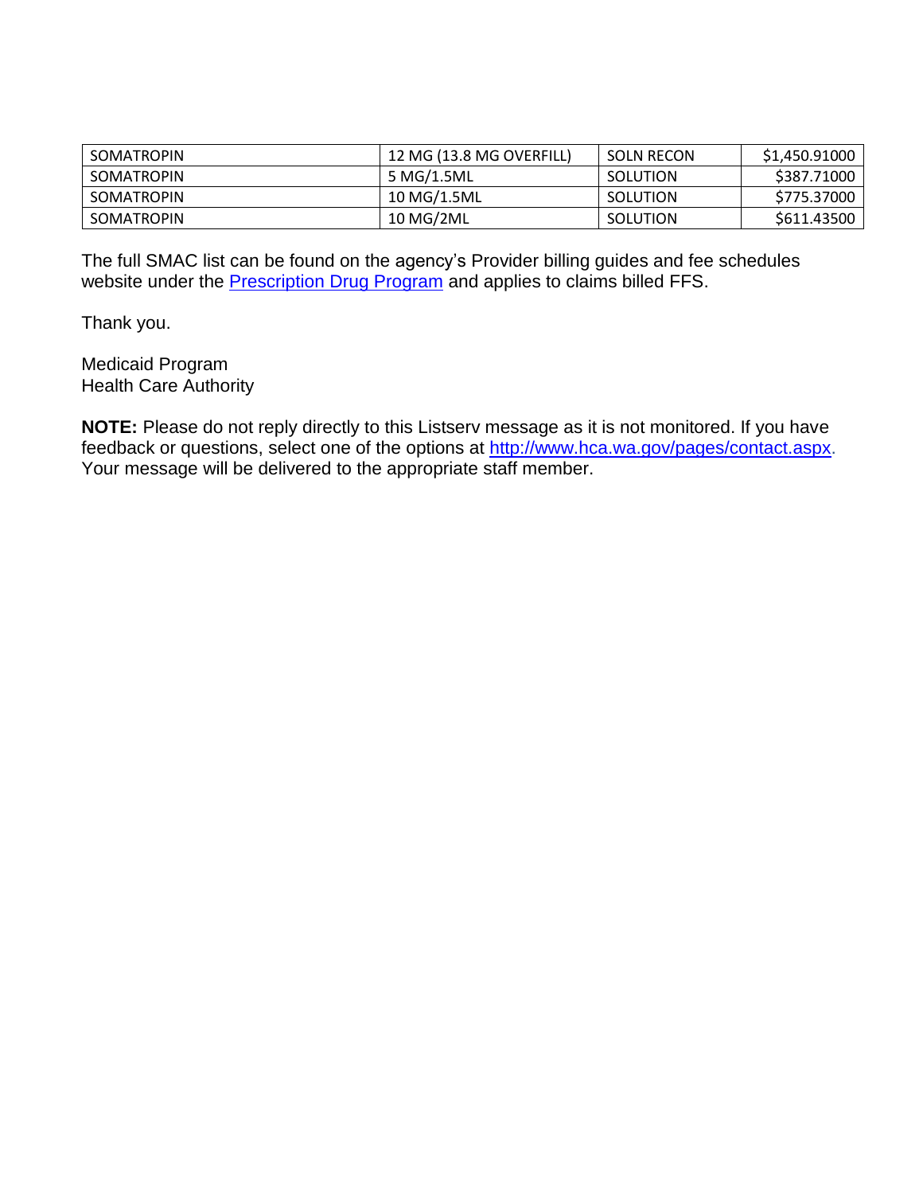| | | | |
|---|---|---|---|
| SOMATROPIN | 12 MG (13.8 MG OVERFILL) | SOLN RECON | $1,450.91000 |
| SOMATROPIN | 5 MG/1.5ML | SOLUTION | $387.71000 |
| SOMATROPIN | 10 MG/1.5ML | SOLUTION | $775.37000 |
| SOMATROPIN | 10 MG/2ML | SOLUTION | $611.43500 |

The full SMAC list can be found on the agency's Provider billing guides and fee schedules website under the Prescription Drug Program and applies to claims billed FFS.

Thank you.

Medicaid Program
Health Care Authority

**NOTE:** Please do not reply directly to this Listserv message as it is not monitored. If you have feedback or questions, select one of the options at http://www.hca.wa.gov/pages/contact.aspx. Your message will be delivered to the appropriate staff member.